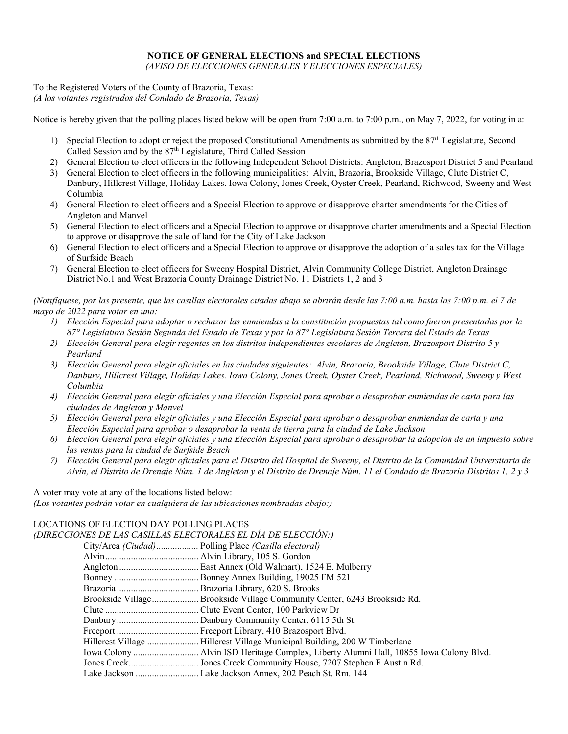**NOTICE OF GENERAL ELECTIONS and SPECIAL ELECTIONS**
*(AVISO DE ELECCIONES GENERALES Y ELECCIONES ESPECIALES)*

To the Registered Voters of the County of Brazoria, Texas:
*(A los votantes registrados del Condado de Brazoria, Texas)*

Notice is hereby given that the polling places listed below will be open from 7:00 a.m. to 7:00 p.m., on May 7, 2022, for voting in a:

1) Special Election to adopt or reject the proposed Constitutional Amendments as submitted by the 87th Legislature, Second Called Session and by the 87th Legislature, Third Called Session
2) General Election to elect officers in the following Independent School Districts: Angleton, Brazosport District 5 and Pearland
3) General Election to elect officers in the following municipalities: Alvin, Brazoria, Brookside Village, Clute District C, Danbury, Hillcrest Village, Holiday Lakes. Iowa Colony, Jones Creek, Oyster Creek, Pearland, Richwood, Sweeny and West Columbia
4) General Election to elect officers and a Special Election to approve or disapprove charter amendments for the Cities of Angleton and Manvel
5) General Election to elect officers and a Special Election to approve or disapprove charter amendments and a Special Election to approve or disapprove the sale of land for the City of Lake Jackson
6) General Election to elect officers and a Special Election to approve or disapprove the adoption of a sales tax for the Village of Surfside Beach
7) General Election to elect officers for Sweeny Hospital District, Alvin Community College District, Angleton Drainage District No.1 and West Brazoria County Drainage District No. 11 Districts 1, 2 and 3

*(Notifíquese, por las presente, que las casillas electorales citadas abajo se abrirán desde las 7:00 a.m. hasta las 7:00 p.m. el 7 de mayo de 2022 para votar en una:*

1) *Elección Especial para adoptar o rechazar las enmiendas a la constitución propuestas tal como fueron presentadas por la 87° Legislatura Sesión Segunda del Estado de Texas y por la 87° Legislatura Sesión Tercera del Estado de Texas*
2) *Elección General para elegir regentes en los distritos independientes escolares de Angleton, Brazosport Distrito 5 y Pearland*
3) *Elección General para elegir oficiales en las ciudades siguientes: Alvin, Brazoria, Brookside Village, Clute District C, Danbury, Hillcrest Village, Holiday Lakes. Iowa Colony, Jones Creek, Oyster Creek, Pearland, Richwood, Sweeny y West Columbia*
4) *Elección General para elegir oficiales y una Elección Especial para aprobar o desaprobar enmiendas de carta para las ciudades de Angleton y Manvel*
5) *Elección General para elegir oficiales y una Elección Especial para aprobar o desaprobar enmiendas de carta y una Elección Especial para aprobar o desaprobar la venta de tierra para la ciudad de Lake Jackson*
6) *Elección General para elegir oficiales y una Elección Especial para aprobar o desaprobar la adopción de un impuesto sobre las ventas para la ciudad de Surfside Beach*
7) *Elección General para elegir oficiales para el Distrito del Hospital de Sweeny, el Distrito de la Comunidad Universitaria de Alvin, el Distrito de Drenaje Núm. 1 de Angleton y el Distrito de Drenaje Núm. 11 el Condado de Brazoria Distritos 1, 2 y 3*

A voter may vote at any of the locations listed below:
*(Los votantes podrán votar en cualquiera de las ubicaciones nombradas abajo:)*

LOCATIONS OF ELECTION DAY POLLING PLACES
*(DIRECCIONES DE LAS CASILLAS ELECTORALES EL DÍA DE ELECCIÓN:)*

| City/Area *(Ciudad)* | Polling Place *(Casilla electoral)* |
|---|---|
| Alvin | Alvin Library, 105 S. Gordon |
| Angleton | East Annex (Old Walmart), 1524 E. Mulberry |
| Bonney | Bonney Annex Building, 19025 FM 521 |
| Brazoria | Brazoria Library, 620 S. Brooks |
| Brookside Village | Brookside Village Community Center, 6243 Brookside Rd. |
| Clute | Clute Event Center, 100 Parkview Dr |
| Danbury | Danbury Community Center, 6115 5th St. |
| Freeport | Freeport Library, 410 Brazosport Blvd. |
| Hillcrest Village | Hillcrest Village Municipal Building, 200 W Timberlane |
| Iowa Colony | Alvin ISD Heritage Complex, Liberty Alumni Hall, 10855 Iowa Colony Blvd. |
| Jones Creek | Jones Creek Community House, 7207 Stephen F Austin Rd. |
| Lake Jackson | Lake Jackson Annex, 202 Peach St. Rm. 144 |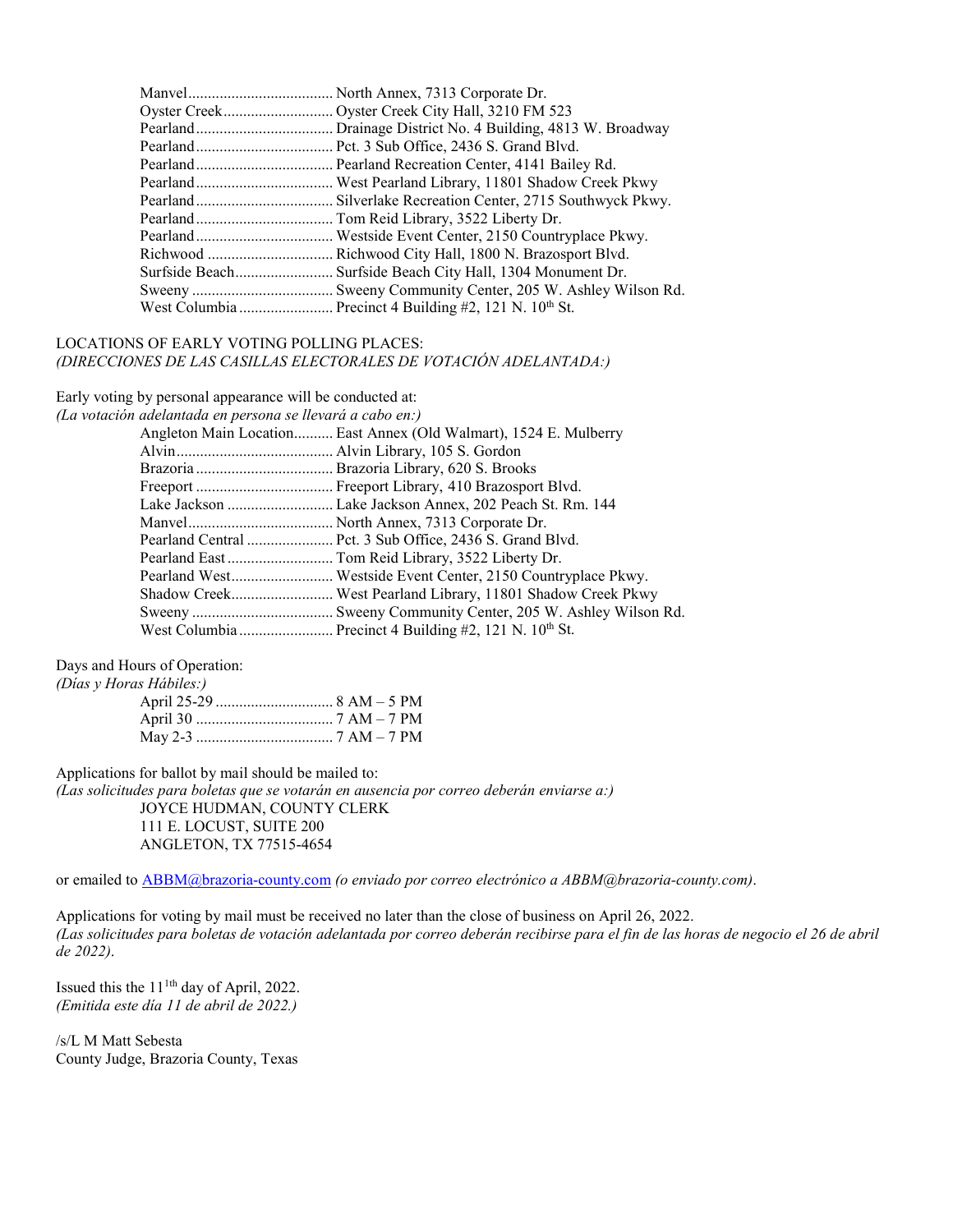| | |
|---|---|
| Manvel | North Annex, 7313 Corporate Dr. |
| Oyster Creek | Oyster Creek City Hall, 3210 FM 523 |
| Pearland | Drainage District No. 4 Building, 4813 W. Broadway |
| Pearland | Pct. 3 Sub Office, 2436 S. Grand Blvd. |
| Pearland | Pearland Recreation Center, 4141 Bailey Rd. |
| Pearland | West Pearland Library, 11801 Shadow Creek Pkwy |
| Pearland | Silverlake Recreation Center, 2715 Southwyck Pkwy. |
| Pearland | Tom Reid Library, 3522 Liberty Dr. |
| Pearland | Westside Event Center, 2150 Countryplace Pkwy. |
| Richwood | Richwood City Hall, 1800 N. Brazosport Blvd. |
| Surfside Beach | Surfside Beach City Hall, 1304 Monument Dr. |
| Sweeny | Sweeny Community Center, 205 W. Ashley Wilson Rd. |
| West Columbia | Precinct 4 Building #2, 121 N. 10th St. |

LOCATIONS OF EARLY VOTING POLLING PLACES:
*(DIRECCIONES DE LAS CASILLAS ELECTORALES DE VOTACIÓN ADELANTADA:)*

Early voting by personal appearance will be conducted at:
*(La votación adelantada en persona se llevará a cabo en:)*

| | |
|---|---|
| Angleton Main Location | East Annex (Old Walmart), 1524 E. Mulberry |
| Alvin | Alvin Library, 105 S. Gordon |
| Brazoria | Brazoria Library, 620 S. Brooks |
| Freeport | Freeport Library, 410 Brazosport Blvd. |
| Lake Jackson | Lake Jackson Annex, 202 Peach St. Rm. 144 |
| Manvel | North Annex, 7313 Corporate Dr. |
| Pearland Central | Pct. 3 Sub Office, 2436 S. Grand Blvd. |
| Pearland East | Tom Reid Library, 3522 Liberty Dr. |
| Pearland West | Westside Event Center, 2150 Countryplace Pkwy. |
| Shadow Creek | West Pearland Library, 11801 Shadow Creek Pkwy |
| Sweeny | Sweeny Community Center, 205 W. Ashley Wilson Rd. |
| West Columbia | Precinct 4 Building #2, 121 N. 10th St. |

Days and Hours of Operation:
*(Días y Horas Hábiles:)*

| | |
|---|---|
| April 25-29 | 8 AM – 5 PM |
| April 30 | 7 AM – 7 PM |
| May 2-3 | 7 AM – 7 PM |

Applications for ballot by mail should be mailed to:
*(Las solicitudes para boletas que se votarán en ausencia por correo deberán enviarse a:)*

JOYCE HUDMAN, COUNTY CLERK
111 E. LOCUST, SUITE 200
ANGLETON, TX 77515-4654

or emailed to ABBM@brazoria-county.com *(o enviado por correo electrónico a ABBM@brazoria-county.com)*.

Applications for voting by mail must be received no later than the close of business on April 26, 2022.
*(Las solicitudes para boletas de votación adelantada por correo deberán recibirse para el fin de las horas de negocio el 26 de abril de 2022)*.

Issued this the 11[1th] day of April, 2022.
*(Emitida este día 11 de abril de 2022.)*

/s/L M Matt Sebesta
County Judge, Brazoria County, Texas